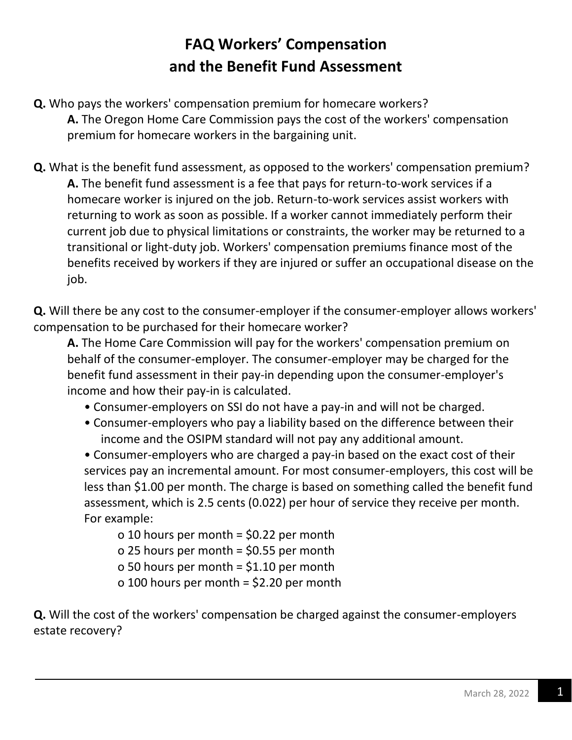# FAQ Workers' Compensation and the Benefit Fund Assessment

**Q.** Who pays the workers' compensation premium for homecare workers?

**A.** The Oregon Home Care Commission pays the cost of the workers' compensation premium for homecare workers in the bargaining unit.

**Q.** What is the benefit fund assessment, as opposed to the workers' compensation premium?

**A.** The benefit fund assessment is a fee that pays for return-to-work services if a homecare worker is injured on the job. Return-to-work services assist workers with returning to work as soon as possible. If a worker cannot immediately perform their current job due to physical limitations or constraints, the worker may be returned to a transitional or light-duty job. Workers' compensation premiums finance most of the benefits received by workers if they are injured or suffer an occupational disease on the job.

**Q.** Will there be any cost to the consumer-employer if the consumer-employer allows workers' compensation to be purchased for their homecare worker?

**A.** The Home Care Commission will pay for the workers' compensation premium on behalf of the consumer-employer. The consumer-employer may be charged for the benefit fund assessment in their pay-in depending upon the consumer-employer's income and how their pay-in is calculated.

- Consumer-employers on SSI do not have a pay-in and will not be charged.
- Consumer-employers who pay a liability based on the difference between their income and the OSIPM standard will not pay any additional amount.
- Consumer-employers who are charged a pay-in based on the exact cost of their services pay an incremental amount. For most consumer-employers, this cost will be less than $1.00 per month. The charge is based on something called the benefit fund assessment, which is 2.5 cents (0.022) per hour of service they receive per month. For example:
  - 10 hours per month = $0.22 per month
  - 25 hours per month = $0.55 per month
  - 50 hours per month = $1.10 per month
  - 100 hours per month = $2.20 per month

**Q.** Will the cost of the workers' compensation be charged against the consumer-employers estate recovery?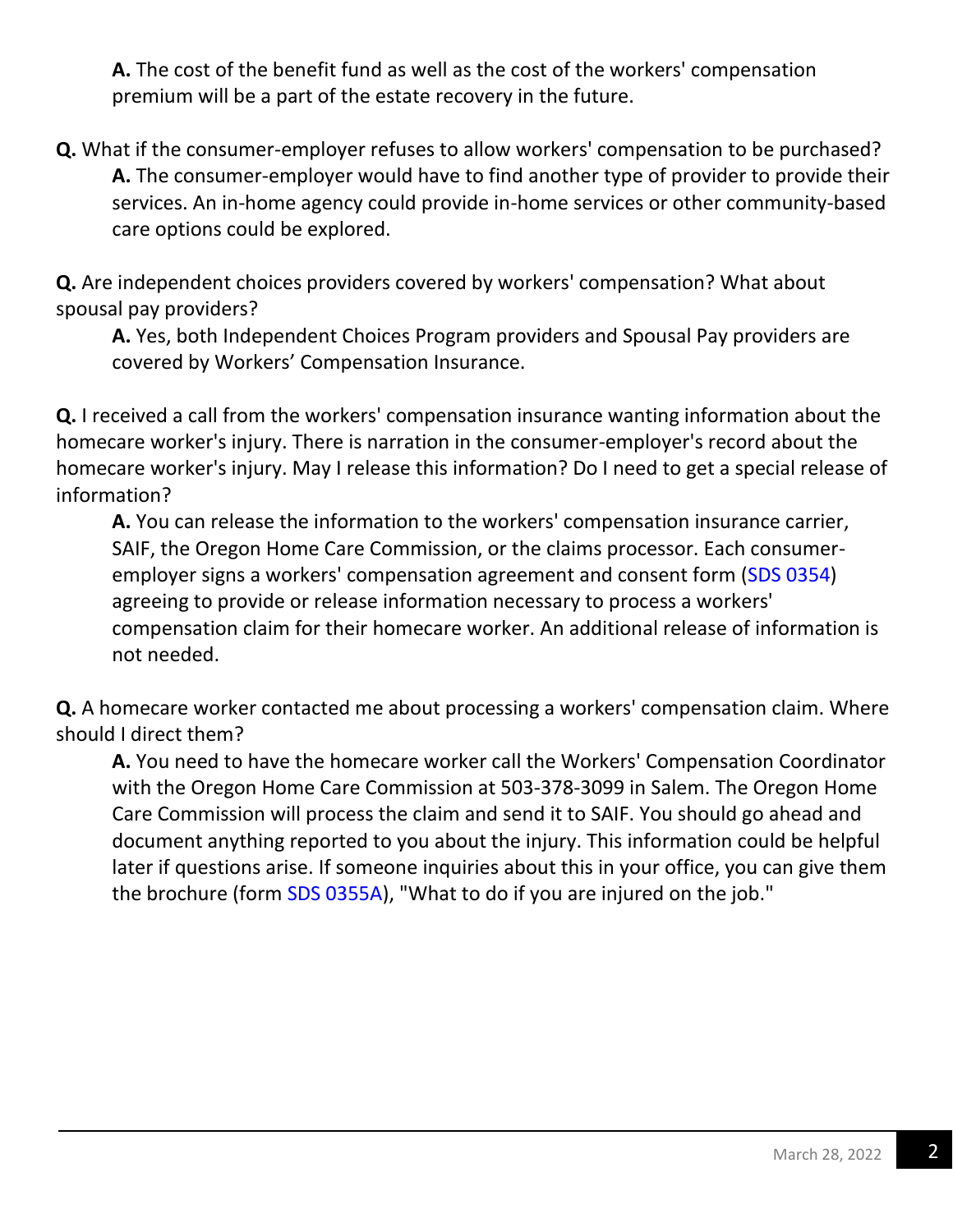**A.** The cost of the benefit fund as well as the cost of the workers' compensation premium will be a part of the estate recovery in the future.

**Q.** What if the consumer-employer refuses to allow workers' compensation to be purchased?

**A.** The consumer-employer would have to find another type of provider to provide their services. An in-home agency could provide in-home services or other community-based care options could be explored.

**Q.** Are independent choices providers covered by workers' compensation? What about spousal pay providers?

**A.** Yes, both Independent Choices Program providers and Spousal Pay providers are covered by Workers' Compensation Insurance.

**Q.** I received a call from the workers' compensation insurance wanting information about the homecare worker's injury. There is narration in the consumer-employer's record about the homecare worker's injury. May I release this information? Do I need to get a special release of information?

**A.** You can release the information to the workers' compensation insurance carrier, SAIF, the Oregon Home Care Commission, or the claims processor. Each consumer-employer signs a workers' compensation agreement and consent form (SDS 0354) agreeing to provide or release information necessary to process a workers' compensation claim for their homecare worker. An additional release of information is not needed.

**Q.** A homecare worker contacted me about processing a workers' compensation claim. Where should I direct them?

**A.** You need to have the homecare worker call the Workers' Compensation Coordinator with the Oregon Home Care Commission at 503-378-3099 in Salem. The Oregon Home Care Commission will process the claim and send it to SAIF. You should go ahead and document anything reported to you about the injury. This information could be helpful later if questions arise. If someone inquiries about this in your office, you can give them the brochure (form SDS 0355A), "What to do if you are injured on the job."